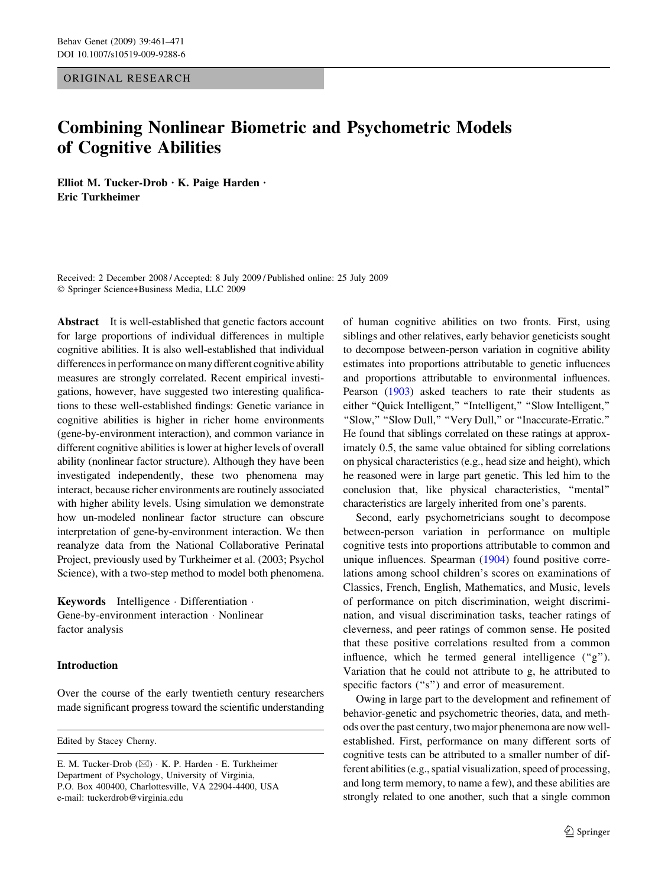ORIGINAL RESEARCH

# Combining Nonlinear Biometric and Psychometric Models of Cognitive Abilities

**Elliot M. Tucker-Drob · K. Paige Harden · Eric Turkheimer**

Received: 2 December 2008 / Accepted: 8 July 2009 / Published online: 25 July 2009
© Springer Science+Business Media, LLC 2009

**Abstract** It is well-established that genetic factors account for large proportions of individual differences in multiple cognitive abilities. It is also well-established that individual differences in performance on many different cognitive ability measures are strongly correlated. Recent empirical investigations, however, have suggested two interesting qualifications to these well-established findings: Genetic variance in cognitive abilities is higher in richer home environments (gene-by-environment interaction), and common variance in different cognitive abilities is lower at higher levels of overall ability (nonlinear factor structure). Although they have been investigated independently, these two phenomena may interact, because richer environments are routinely associated with higher ability levels. Using simulation we demonstrate how un-modeled nonlinear factor structure can obscure interpretation of gene-by-environment interaction. We then reanalyze data from the National Collaborative Perinatal Project, previously used by Turkheimer et al. (2003; Psychol Science), with a two-step method to model both phenomena.

**Keywords** Intelligence · Differentiation · Gene-by-environment interaction · Nonlinear factor analysis

## Introduction

Over the course of the early twentieth century researchers made significant progress toward the scientific understanding of human cognitive abilities on two fronts. First, using siblings and other relatives, early behavior geneticists sought to decompose between-person variation in cognitive ability estimates into proportions attributable to genetic influences and proportions attributable to environmental influences. Pearson (1903) asked teachers to rate their students as either "Quick Intelligent," "Intelligent," "Slow Intelligent," "Slow," "Slow Dull," "Very Dull," or "Inaccurate-Erratic." He found that siblings correlated on these ratings at approximately 0.5, the same value obtained for sibling correlations on physical characteristics (e.g., head size and height), which he reasoned were in large part genetic. This led him to the conclusion that, like physical characteristics, "mental" characteristics are largely inherited from one's parents.

Second, early psychometricians sought to decompose between-person variation in performance on multiple cognitive tests into proportions attributable to common and unique influences. Spearman (1904) found positive correlations among school children's scores on examinations of Classics, French, English, Mathematics, and Music, levels of performance on pitch discrimination, weight discrimination, and visual discrimination tasks, teacher ratings of cleverness, and peer ratings of common sense. He posited that these positive correlations resulted from a common influence, which he termed general intelligence ("g"). Variation that he could not attribute to g, he attributed to specific factors ("s") and error of measurement.

Owing in large part to the development and refinement of behavior-genetic and psychometric theories, data, and methods over the past century, two major phenemona are now well-established. First, performance on many different sorts of cognitive tests can be attributed to a smaller number of different abilities (e.g., spatial visualization, speed of processing, and long term memory, to name a few), and these abilities are strongly related to one another, such that a single common

---

Edited by Stacey Cherny.

E. M. Tucker-Drob (✉) · K. P. Harden · E. Turkheimer
Department of Psychology, University of Virginia,
P.O. Box 400400, Charlottesville, VA 22904-4400, USA
e-mail: tuckerdrob@virginia.edu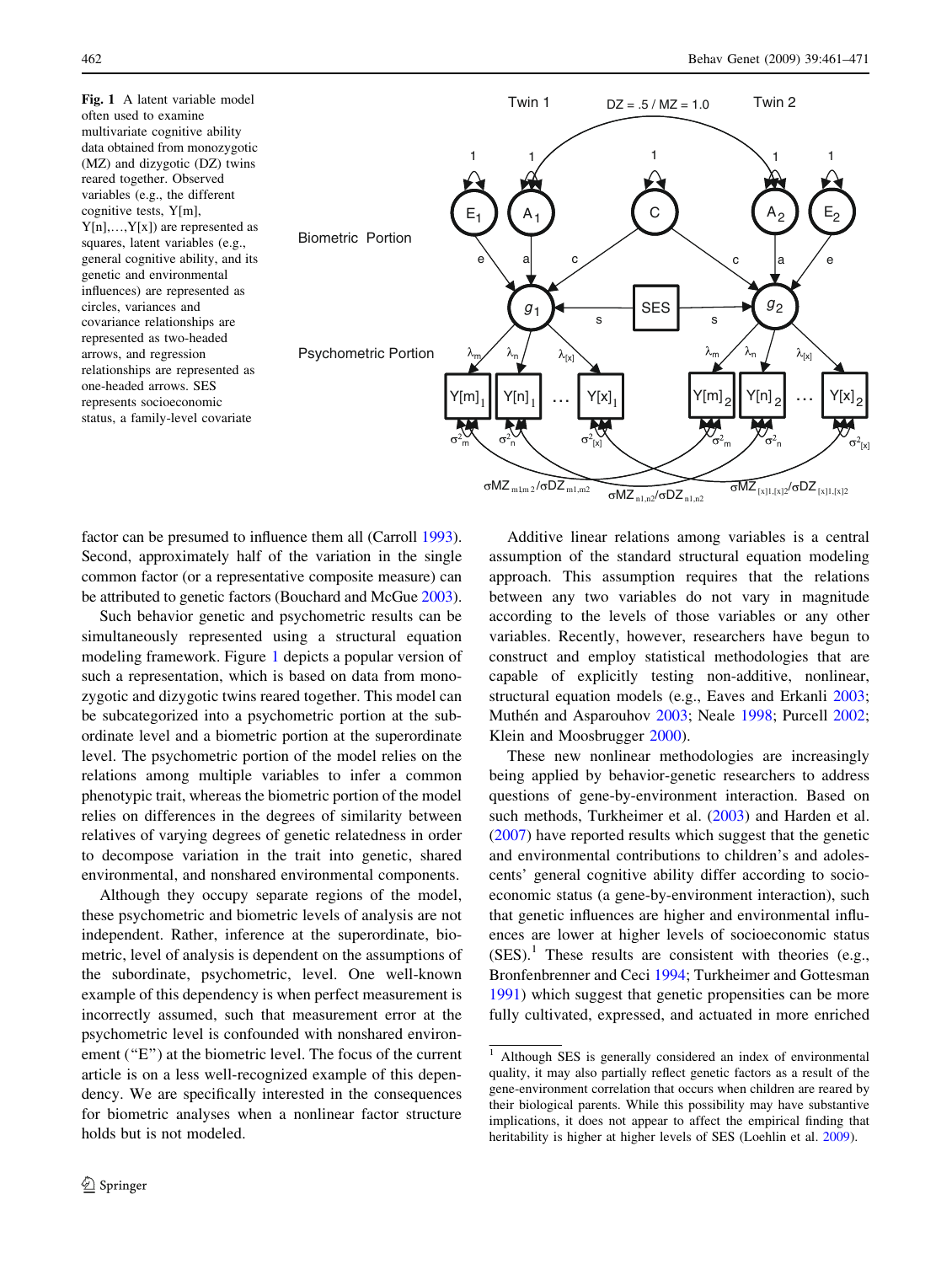**Fig. 1** A latent variable model often used to examine multivariate cognitive ability data obtained from monozygotic (MZ) and dizygotic (DZ) twins reared together. Observed variables (e.g., the different cognitive tests, Y[m], Y[n],…,Y[x]) are represented as squares, latent variables (e.g., general cognitive ability, and its genetic and environmental influences) are represented as circles, variances and covariance relationships are represented as two-headed arrows, and regression relationships are represented as one-headed arrows. SES represents socioeconomic status, a family-level covariate

factor can be presumed to influence them all (Carroll 1993). Second, approximately half of the variation in the single common factor (or a representative composite measure) can be attributed to genetic factors (Bouchard and McGue 2003).

Such behavior genetic and psychometric results can be simultaneously represented using a structural equation modeling framework. Figure 1 depicts a popular version of such a representation, which is based on data from monozygotic and dizygotic twins reared together. This model can be subcategorized into a psychometric portion at the subordinate level and a biometric portion at the superordinate level. The psychometric portion of the model relies on the relations among multiple variables to infer a common phenotypic trait, whereas the biometric portion of the model relies on differences in the degrees of similarity between relatives of varying degrees of genetic relatedness in order to decompose variation in the trait into genetic, shared environmental, and nonshared environmental components.

Although they occupy separate regions of the model, these psychometric and biometric levels of analysis are not independent. Rather, inference at the superordinate, biometric, level of analysis is dependent on the assumptions of the subordinate, psychometric, level. One well-known example of this dependency is when perfect measurement is incorrectly assumed, such that measurement error at the psychometric level is confounded with nonshared environment ("E") at the biometric level. The focus of the current article is on a less well-recognized example of this dependency. We are specifically interested in the consequences for biometric analyses when a nonlinear factor structure holds but is not modeled.

Additive linear relations among variables is a central assumption of the standard structural equation modeling approach. This assumption requires that the relations between any two variables do not vary in magnitude according to the levels of those variables or any other variables. Recently, however, researchers have begun to construct and employ statistical methodologies that are capable of explicitly testing non-additive, nonlinear, structural equation models (e.g., Eaves and Erkanli 2003; Muthén and Asparouhov 2003; Neale 1998; Purcell 2002; Klein and Moosbrugger 2000).

These new nonlinear methodologies are increasingly being applied by behavior-genetic researchers to address questions of gene-by-environment interaction. Based on such methods, Turkheimer et al. (2003) and Harden et al. (2007) have reported results which suggest that the genetic and environmental contributions to children's and adolescents' general cognitive ability differ according to socioeconomic status (a gene-by-environment interaction), such that genetic influences are higher and environmental influences are lower at higher levels of socioeconomic status (SES).[1] These results are consistent with theories (e.g., Bronfenbrenner and Ceci 1994; Turkheimer and Gottesman 1991) which suggest that genetic propensities can be more fully cultivated, expressed, and actuated in more enriched

[1] Although SES is generally considered an index of environmental quality, it may also partially reflect genetic factors as a result of the gene-environment correlation that occurs when children are reared by their biological parents. While this possibility may have substantive implications, it does not appear to affect the empirical finding that heritability is higher at higher levels of SES (Loehlin et al. 2009).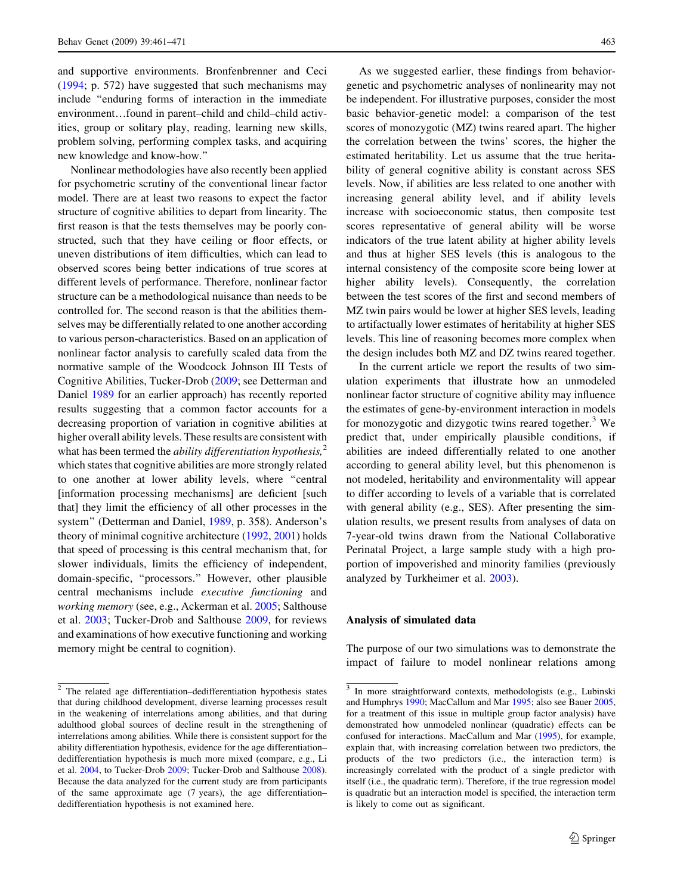and supportive environments. Bronfenbrenner and Ceci (1994; p. 572) have suggested that such mechanisms may include "enduring forms of interaction in the immediate environment…found in parent–child and child–child activities, group or solitary play, reading, learning new skills, problem solving, performing complex tasks, and acquiring new knowledge and know-how."

Nonlinear methodologies have also recently been applied for psychometric scrutiny of the conventional linear factor model. There are at least two reasons to expect the factor structure of cognitive abilities to depart from linearity. The first reason is that the tests themselves may be poorly constructed, such that they have ceiling or floor effects, or uneven distributions of item difficulties, which can lead to observed scores being better indications of true scores at different levels of performance. Therefore, nonlinear factor structure can be a methodological nuisance than needs to be controlled for. The second reason is that the abilities themselves may be differentially related to one another according to various person-characteristics. Based on an application of nonlinear factor analysis to carefully scaled data from the normative sample of the Woodcock Johnson III Tests of Cognitive Abilities, Tucker-Drob (2009; see Detterman and Daniel 1989 for an earlier approach) has recently reported results suggesting that a common factor accounts for a decreasing proportion of variation in cognitive abilities at higher overall ability levels. These results are consistent with what has been termed the *ability differentiation hypothesis,*[2] which states that cognitive abilities are more strongly related to one another at lower ability levels, where "central [information processing mechanisms] are deficient [such that] they limit the efficiency of all other processes in the system" (Detterman and Daniel, 1989, p. 358). Anderson's theory of minimal cognitive architecture (1992, 2001) holds that speed of processing is this central mechanism that, for slower individuals, limits the efficiency of independent, domain-specific, "processors." However, other plausible central mechanisms include *executive functioning* and *working memory* (see, e.g., Ackerman et al. 2005; Salthouse et al. 2003; Tucker-Drob and Salthouse 2009, for reviews and examinations of how executive functioning and working memory might be central to cognition).

As we suggested earlier, these findings from behavior-genetic and psychometric analyses of nonlinearity may not be independent. For illustrative purposes, consider the most basic behavior-genetic model: a comparison of the test scores of monozygotic (MZ) twins reared apart. The higher the correlation between the twins' scores, the higher the estimated heritability. Let us assume that the true heritability of general cognitive ability is constant across SES levels. Now, if abilities are less related to one another with increasing general ability level, and if ability levels increase with socioeconomic status, then composite test scores representative of general ability will be worse indicators of the true latent ability at higher ability levels and thus at higher SES levels (this is analogous to the internal consistency of the composite score being lower at higher ability levels). Consequently, the correlation between the test scores of the first and second members of MZ twin pairs would be lower at higher SES levels, leading to artifactually lower estimates of heritability at higher SES levels. This line of reasoning becomes more complex when the design includes both MZ and DZ twins reared together.

In the current article we report the results of two simulation experiments that illustrate how an unmodeled nonlinear factor structure of cognitive ability may influence the estimates of gene-by-environment interaction in models for monozygotic and dizygotic twins reared together.[3] We predict that, under empirically plausible conditions, if abilities are indeed differentially related to one another according to general ability level, but this phenomenon is not modeled, heritability and environmentality will appear to differ according to levels of a variable that is correlated with general ability (e.g., SES). After presenting the simulation results, we present results from analyses of data on 7-year-old twins drawn from the National Collaborative Perinatal Project, a large sample study with a high proportion of impoverished and minority families (previously analyzed by Turkheimer et al. 2003).

## Analysis of simulated data

The purpose of our two simulations was to demonstrate the impact of failure to model nonlinear relations among

---

[2] The related age differentiation–dedifferentiation hypothesis states that during childhood development, diverse learning processes result in the weakening of interrelations among abilities, and that during adulthood global sources of decline result in the strengthening of interrelations among abilities. While there is consistent support for the ability differentiation hypothesis, evidence for the age differentiation–dedifferentiation hypothesis is much more mixed (compare, e.g., Li et al. 2004, to Tucker-Drob 2009; Tucker-Drob and Salthouse 2008). Because the data analyzed for the current study are from participants of the same approximate age (7 years), the age differentiation–dedifferentiation hypothesis is not examined here.

[3] In more straightforward contexts, methodologists (e.g., Lubinski and Humphrys 1990; MacCallum and Mar 1995; also see Bauer 2005, for a treatment of this issue in multiple group factor analysis) have demonstrated how unmodeled nonlinear (quadratic) effects can be confused for interactions. MacCallum and Mar (1995), for example, explain that, with increasing correlation between two predictors, the products of the two predictors (i.e., the interaction term) is increasingly correlated with the product of a single predictor with itself (i.e., the quadratic term). Therefore, if the true regression model is quadratic but an interaction model is specified, the interaction term is likely to come out as significant.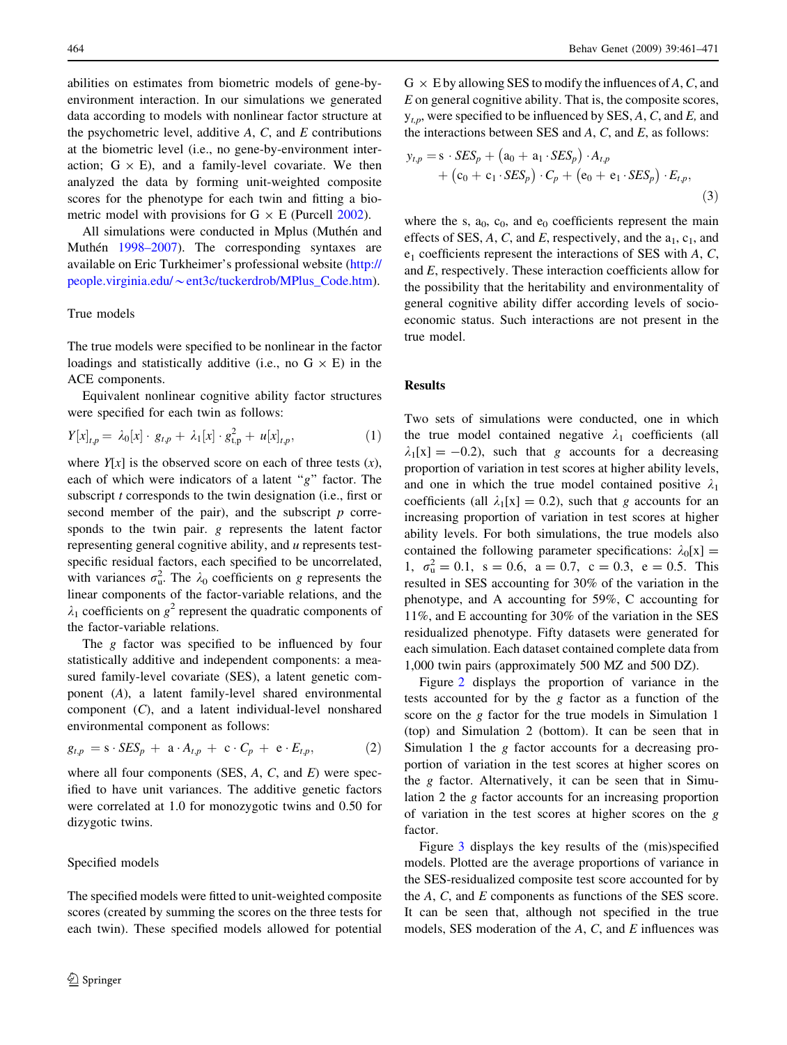abilities on estimates from biometric models of gene-by-environment interaction. In our simulations we generated data according to models with nonlinear factor structure at the psychometric level, additive *A*, *C*, and *E* contributions at the biometric level (i.e., no gene-by-environment interaction; G × E), and a family-level covariate. We then analyzed the data by forming unit-weighted composite scores for the phenotype for each twin and fitting a biometric model with provisions for G × E (Purcell 2002).

All simulations were conducted in Mplus (Muthén and Muthén 1998–2007). The corresponding syntaxes are available on Eric Turkheimer's professional website (http://people.virginia.edu/~ent3c/tuckerdrob/MPlus_Code.htm).

### True models

The true models were specified to be nonlinear in the factor loadings and statistically additive (i.e., no G × E) in the ACE components.

Equivalent nonlinear cognitive ability factor structures were specified for each twin as follows:

$$Y[x]_{t,p} = \lambda_0[x] \cdot g_{t,p} + \lambda_1[x] \cdot g^2_{t,p} + u[x]_{t,p}, \quad (1)$$

where $Y[x]$ is the observed score on each of three tests ($x$), each of which were indicators of a latent "$g$" factor. The subscript $t$ corresponds to the twin designation (i.e., first or second member of the pair), and the subscript $p$ corresponds to the twin pair. $g$ represents the latent factor representing general cognitive ability, and $u$ represents test-specific residual factors, each specified to be uncorrelated, with variances $\sigma^2_u$. The $\lambda_0$ coefficients on $g$ represents the linear components of the factor-variable relations, and the $\lambda_1$ coefficients on $g^2$ represent the quadratic components of the factor-variable relations.

The $g$ factor was specified to be influenced by four statistically additive and independent components: a measured family-level covariate (SES), a latent genetic component ($A$), a latent family-level shared environmental component ($C$), and a latent individual-level nonshared environmental component ($E$) as follows:

$$g_{t,p} = \mathrm{s} \cdot SES_p + \mathrm{a} \cdot A_{t,p} + \mathrm{c} \cdot C_p + \mathrm{e} \cdot E_{t,p}, \quad (2)$$

where all four components (SES, *A*, *C*, and *E*) were specified to have unit variances. The additive genetic factors were correlated at 1.0 for monozygotic twins and 0.50 for dizygotic twins.

### Specified models

The specified models were fitted to unit-weighted composite scores (created by summing the scores on the three tests for each twin). These specified models allowed for potential G × E by allowing SES to modify the influences of *A*, *C*, and *E* on general cognitive ability. That is, the composite scores, $y_{t,p}$, were specified to be influenced by SES, *A*, *C*, and *E*, and the interactions between SES and *A*, *C*, and *E*, as follows:

$$y_{t,p} = \mathrm{s} \cdot SES_p + \left(\mathrm{a}_0 + \mathrm{a}_1 \cdot SES_p\right) \cdot A_{t,p} + \left(\mathrm{c}_0 + \mathrm{c}_1 \cdot SES_p\right) \cdot C_p + \left(\mathrm{e}_0 + \mathrm{e}_1 \cdot SES_p\right) \cdot E_{t,p}, \quad (3)$$

where the s, $\mathrm{a}_0$, $\mathrm{c}_0$, and $\mathrm{e}_0$ coefficients represent the main effects of SES, *A*, *C*, and *E*, respectively, and the $\mathrm{a}_1$, $\mathrm{c}_1$, and $\mathrm{e}_1$ coefficients represent the interactions of SES with *A*, *C*, and *E*, respectively. These interaction coefficients allow for the possibility that the heritability and environmentality of general cognitive ability differ according levels of socioeconomic status. Such interactions are not present in the true model.

## Results

Two sets of simulations were conducted, one in which the true model contained negative $\lambda_1$ coefficients (all $\lambda_1[\mathrm{x}] = -0.2$), such that $g$ accounts for a decreasing proportion of variation in test scores at higher ability levels, and one in which the true model contained positive $\lambda_1$ coefficients (all $\lambda_1[\mathrm{x}] = 0.2$), such that $g$ accounts for an increasing proportion of variation in test scores at higher ability levels. For both simulations, the true models also contained the following parameter specifications: $\lambda_0[\mathrm{x}] = 1$, $\sigma^2_u = 0.1$, $\mathrm{s} = 0.6$, $\mathrm{a} = 0.7$, $\mathrm{c} = 0.3$, $\mathrm{e} = 0.5$. This resulted in SES accounting for 30% of the variation in the phenotype, and A accounting for 59%, C accounting for 11%, and E accounting for 30% of the variation in the SES residualized phenotype. Fifty datasets were generated for each simulation. Each dataset contained complete data from 1,000 twin pairs (approximately 500 MZ and 500 DZ).

Figure 2 displays the proportion of variance in the tests accounted for by the $g$ factor as a function of the score on the $g$ factor for the true models in Simulation 1 (top) and Simulation 2 (bottom). It can be seen that in Simulation 1 the $g$ factor accounts for a decreasing proportion of variation in the test scores at higher scores on the $g$ factor. Alternatively, it can be seen that in Simulation 2 the $g$ factor accounts for an increasing proportion of variation in the test scores at higher scores on the $g$ factor.

Figure 3 displays the key results of the (mis)specified models. Plotted are the average proportions of variance in the SES-residualized composite test score accounted for by the *A*, *C*, and *E* components as functions of the SES score. It can be seen that, although not specified in the true models, SES moderation of the *A*, *C*, and *E* influences was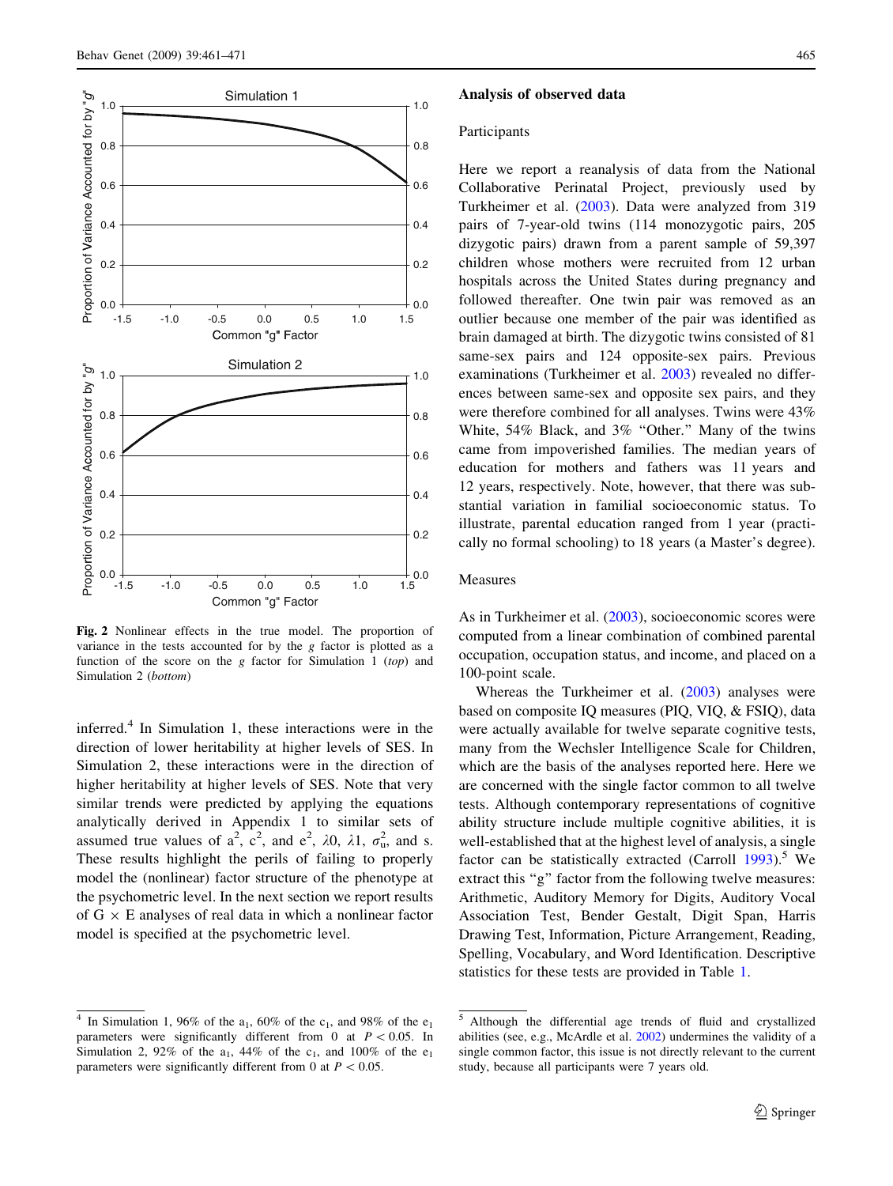Fig. 2 Nonlinear effects in the true model. The proportion of variance in the tests accounted for by the *g* factor is plotted as a function of the score on the *g* factor for Simulation 1 (*top*) and Simulation 2 (*bottom*)

inferred.[4] In Simulation 1, these interactions were in the direction of lower heritability at higher levels of SES. In Simulation 2, these interactions were in the direction of higher heritability at higher levels of SES. Note that very similar trends were predicted by applying the equations analytically derived in Appendix 1 to similar sets of assumed true values of $a^2$, $c^2$, and $e^2$, $\lambda 0$, $\lambda 1$, $\sigma^2_u$, and s. These results highlight the perils of failing to properly model the (nonlinear) factor structure of the phenotype at the psychometric level. In the next section we report results of G × E analyses of real data in which a nonlinear factor model is specified at the psychometric level.

## Analysis of observed data

### Participants

Here we report a reanalysis of data from the National Collaborative Perinatal Project, previously used by Turkheimer et al. (2003). Data were analyzed from 319 pairs of 7-year-old twins (114 monozygotic pairs, 205 dizygotic pairs) drawn from a parent sample of 59,397 children whose mothers were recruited from 12 urban hospitals across the United States during pregnancy and followed thereafter. One twin pair was removed as an outlier because one member of the pair was identified as brain damaged at birth. The dizygotic twins consisted of 81 same-sex pairs and 124 opposite-sex pairs. Previous examinations (Turkheimer et al. 2003) revealed no differences between same-sex and opposite sex pairs, and they were therefore combined for all analyses. Twins were 43% White, 54% Black, and 3% "Other." Many of the twins came from impoverished families. The median years of education for mothers and fathers was 11 years and 12 years, respectively. Note, however, that there was substantial variation in familial socioeconomic status. To illustrate, parental education ranged from 1 year (practically no formal schooling) to 18 years (a Master's degree).

### Measures

As in Turkheimer et al. (2003), socioeconomic scores were computed from a linear combination of combined parental occupation, occupation status, and income, and placed on a 100-point scale.

Whereas the Turkheimer et al. (2003) analyses were based on composite IQ measures (PIQ, VIQ, & FSIQ), data were actually available for twelve separate cognitive tests, many from the Wechsler Intelligence Scale for Children, which are the basis of the analyses reported here. Here we are concerned with the single factor common to all twelve tests. Although contemporary representations of cognitive ability structure include multiple cognitive abilities, it is well-established that at the highest level of analysis, a single factor can be statistically extracted (Carroll 1993).[5] We extract this "g" factor from the following twelve measures: Arithmetic, Auditory Memory for Digits, Auditory Vocal Association Test, Bender Gestalt, Digit Span, Harris Drawing Test, Information, Picture Arrangement, Reading, Spelling, Vocabulary, and Word Identification. Descriptive statistics for these tests are provided in Table 1.

---

[4] In Simulation 1, 96% of the $a_1$, 60% of the $c_1$, and 98% of the $e_1$ parameters were significantly different from 0 at $P < 0.05$. In Simulation 2, 92% of the $a_1$, 44% of the $c_1$, and 100% of the $e_1$ parameters were significantly different from 0 at $P < 0.05$.

[5] Although the differential age trends of fluid and crystallized abilities (see, e.g., McArdle et al. 2002) undermines the validity of a single common factor, this issue is not directly relevant to the current study, because all participants were 7 years old.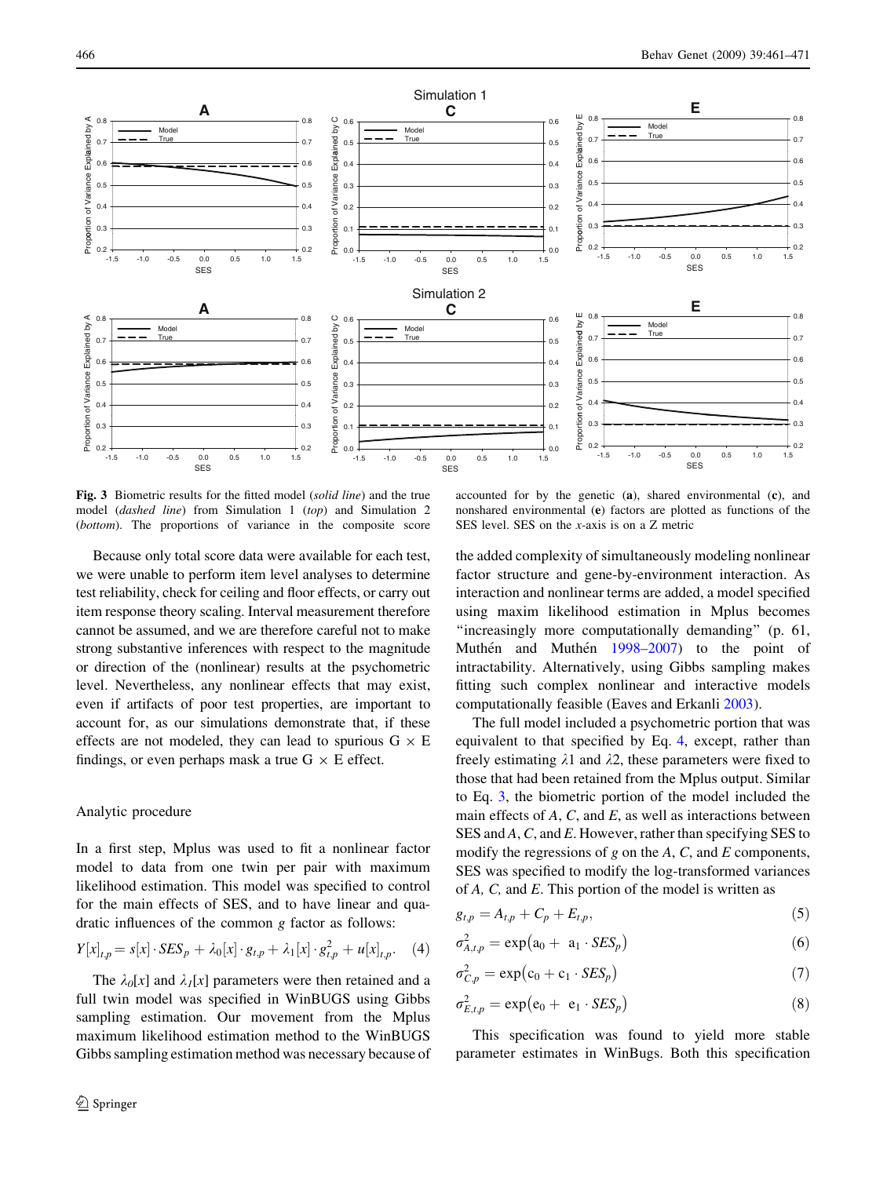**Fig. 3** Biometric results for the fitted model (*solid line*) and the true model (*dashed line*) from Simulation 1 (*top*) and Simulation 2 (*bottom*). The proportions of variance in the composite score accounted for by the genetic (**a**), shared environmental (**c**), and nonshared environmental (**e**) factors are plotted as functions of the SES level. SES on the *x*-axis is on a Z metric

Because only total score data were available for each test, we were unable to perform item level analyses to determine test reliability, check for ceiling and floor effects, or carry out item response theory scaling. Interval measurement therefore cannot be assumed, and we are therefore careful not to make strong substantive inferences with respect to the magnitude or direction of the (nonlinear) results at the psychometric level. Nevertheless, any nonlinear effects that may exist, even if artifacts of poor test properties, are important to account for, as our simulations demonstrate that, if these effects are not modeled, they can lead to spurious G × E findings, or even perhaps mask a true G × E effect.

## Analytic procedure

In a first step, Mplus was used to fit a nonlinear factor model to data from one twin per pair with maximum likelihood estimation. This model was specified to control for the main effects of SES, and to have linear and quadratic influences of the common *g* factor as follows:

$$Y[x]_{t,p} = s[x] \cdot SES_p + \lambda_0[x] \cdot g_{t,p} + \lambda_1[x] \cdot g_{t,p}^2 + u[x]_{t,p}. \quad (4)$$

The $\lambda_0[x]$ and $\lambda_1[x]$ parameters were then retained and a full twin model was specified in WinBUGS using Gibbs sampling estimation. Our movement from the Mplus maximum likelihood estimation method to the WinBUGS Gibbs sampling estimation method was necessary because of the added complexity of simultaneously modeling nonlinear factor structure and gene-by-environment interaction. As interaction and nonlinear terms are added, a model specified using maxim likelihood estimation in Mplus becomes "increasingly more computationally demanding" (p. 61, Muthén and Muthén 1998–2007) to the point of intractability. Alternatively, using Gibbs sampling makes fitting such complex nonlinear and interactive models computationally feasible (Eaves and Erkanli 2003).

The full model included a psychometric portion that was equivalent to that specified by Eq. 4, except, rather than freely estimating $\lambda 1$ and $\lambda 2$, these parameters were fixed to those that had been retained from the Mplus output. Similar to Eq. 3, the biometric portion of the model included the main effects of *A*, *C*, and *E*, as well as interactions between SES and *A*, *C*, and *E*. However, rather than specifying SES to modify the regressions of *g* on the *A*, *C*, and *E* components, SES was specified to modify the log-transformed variances of *A, C,* and *E*. This portion of the model is written as

$$g_{t,p} = A_{t,p} + C_p + E_{t,p}, \quad (5)$$

$$\sigma_{A,t,p}^2 = \exp(a_0 + a_1 \cdot SES_p) \quad (6)$$

$$\sigma_{C,p}^2 = \exp(c_0 + c_1 \cdot SES_p) \quad (7)$$

$$\sigma_{E,t,p}^2 = \exp(e_0 + e_1 \cdot SES_p) \quad (8)$$

This specification was found to yield more stable parameter estimates in WinBugs. Both this specification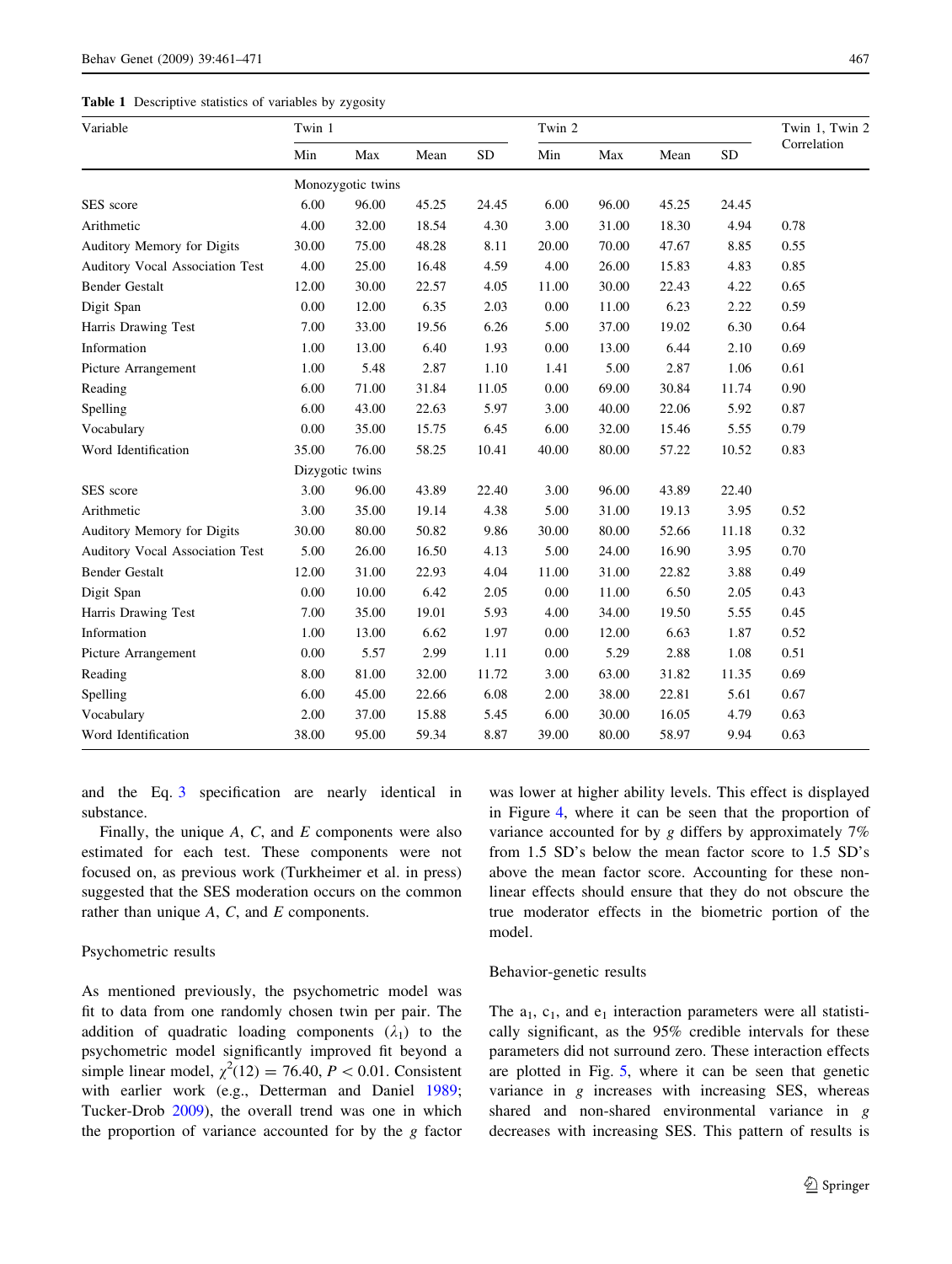**Table 1** Descriptive statistics of variables by zygosity

| Variable | Twin 1 | | | | Twin 2 | | | | Twin 1, Twin 2 Correlation |
|---|---|---|---|---|---|---|---|---|---|
| | Min | Max | Mean | SD | Min | Max | Mean | SD | |
| | Monozygotic twins | | | | | | | | |
| SES score | 6.00 | 96.00 | 45.25 | 24.45 | 6.00 | 96.00 | 45.25 | 24.45 | |
| Arithmetic | 4.00 | 32.00 | 18.54 | 4.30 | 3.00 | 31.00 | 18.30 | 4.94 | 0.78 |
| Auditory Memory for Digits | 30.00 | 75.00 | 48.28 | 8.11 | 20.00 | 70.00 | 47.67 | 8.85 | 0.55 |
| Auditory Vocal Association Test | 4.00 | 25.00 | 16.48 | 4.59 | 4.00 | 26.00 | 15.83 | 4.83 | 0.85 |
| Bender Gestalt | 12.00 | 30.00 | 22.57 | 4.05 | 11.00 | 30.00 | 22.43 | 4.22 | 0.65 |
| Digit Span | 0.00 | 12.00 | 6.35 | 2.03 | 0.00 | 11.00 | 6.23 | 2.22 | 0.59 |
| Harris Drawing Test | 7.00 | 33.00 | 19.56 | 6.26 | 5.00 | 37.00 | 19.02 | 6.30 | 0.64 |
| Information | 1.00 | 13.00 | 6.40 | 1.93 | 0.00 | 13.00 | 6.44 | 2.10 | 0.69 |
| Picture Arrangement | 1.00 | 5.48 | 2.87 | 1.10 | 1.41 | 5.00 | 2.87 | 1.06 | 0.61 |
| Reading | 6.00 | 71.00 | 31.84 | 11.05 | 0.00 | 69.00 | 30.84 | 11.74 | 0.90 |
| Spelling | 6.00 | 43.00 | 22.63 | 5.97 | 3.00 | 40.00 | 22.06 | 5.92 | 0.87 |
| Vocabulary | 0.00 | 35.00 | 15.75 | 6.45 | 6.00 | 32.00 | 15.46 | 5.55 | 0.79 |
| Word Identification | 35.00 | 76.00 | 58.25 | 10.41 | 40.00 | 80.00 | 57.22 | 10.52 | 0.83 |
| | Dizygotic twins | | | | | | | | |
| SES score | 3.00 | 96.00 | 43.89 | 22.40 | 3.00 | 96.00 | 43.89 | 22.40 | |
| Arithmetic | 3.00 | 35.00 | 19.14 | 4.38 | 5.00 | 31.00 | 19.13 | 3.95 | 0.52 |
| Auditory Memory for Digits | 30.00 | 80.00 | 50.82 | 9.86 | 30.00 | 80.00 | 52.66 | 11.18 | 0.32 |
| Auditory Vocal Association Test | 5.00 | 26.00 | 16.50 | 4.13 | 5.00 | 24.00 | 16.90 | 3.95 | 0.70 |
| Bender Gestalt | 12.00 | 31.00 | 22.93 | 4.04 | 11.00 | 31.00 | 22.82 | 3.88 | 0.49 |
| Digit Span | 0.00 | 10.00 | 6.42 | 2.05 | 0.00 | 11.00 | 6.50 | 2.05 | 0.43 |
| Harris Drawing Test | 7.00 | 35.00 | 19.01 | 5.93 | 4.00 | 34.00 | 19.50 | 5.55 | 0.45 |
| Information | 1.00 | 13.00 | 6.62 | 1.97 | 0.00 | 12.00 | 6.63 | 1.87 | 0.52 |
| Picture Arrangement | 0.00 | 5.57 | 2.99 | 1.11 | 0.00 | 5.29 | 2.88 | 1.08 | 0.51 |
| Reading | 8.00 | 81.00 | 32.00 | 11.72 | 3.00 | 63.00 | 31.82 | 11.35 | 0.69 |
| Spelling | 6.00 | 45.00 | 22.66 | 6.08 | 2.00 | 38.00 | 22.81 | 5.61 | 0.67 |
| Vocabulary | 2.00 | 37.00 | 15.88 | 5.45 | 6.00 | 30.00 | 16.05 | 4.79 | 0.63 |
| Word Identification | 38.00 | 95.00 | 59.34 | 8.87 | 39.00 | 80.00 | 58.97 | 9.94 | 0.63 |

and the Eq. 3 specification are nearly identical in substance.

Finally, the unique *A*, *C*, and *E* components were also estimated for each test. These components were not focused on, as previous work (Turkheimer et al. in press) suggested that the SES moderation occurs on the common rather than unique *A*, *C*, and *E* components.

### Psychometric results

As mentioned previously, the psychometric model was fit to data from one randomly chosen twin per pair. The addition of quadratic loading components ($\lambda_1$) to the psychometric model significantly improved fit beyond a simple linear model, $\chi^2(12) = 76.40$, $P < 0.01$. Consistent with earlier work (e.g., Detterman and Daniel 1989; Tucker-Drob 2009), the overall trend was one in which the proportion of variance accounted for by the *g* factor was lower at higher ability levels. This effect is displayed in Figure 4, where it can be seen that the proportion of variance accounted for by *g* differs by approximately 7% from 1.5 SD's below the mean factor score to 1.5 SD's above the mean factor score. Accounting for these non-linear effects should ensure that they do not obscure the true moderator effects in the biometric portion of the model.

### Behavior-genetic results

The $a_1$, $c_1$, and $e_1$ interaction parameters were all statistically significant, as the 95% credible intervals for these parameters did not surround zero. These interaction effects are plotted in Fig. 5, where it can be seen that genetic variance in *g* increases with increasing SES, whereas shared and non-shared environmental variance in *g* decreases with increasing SES. This pattern of results is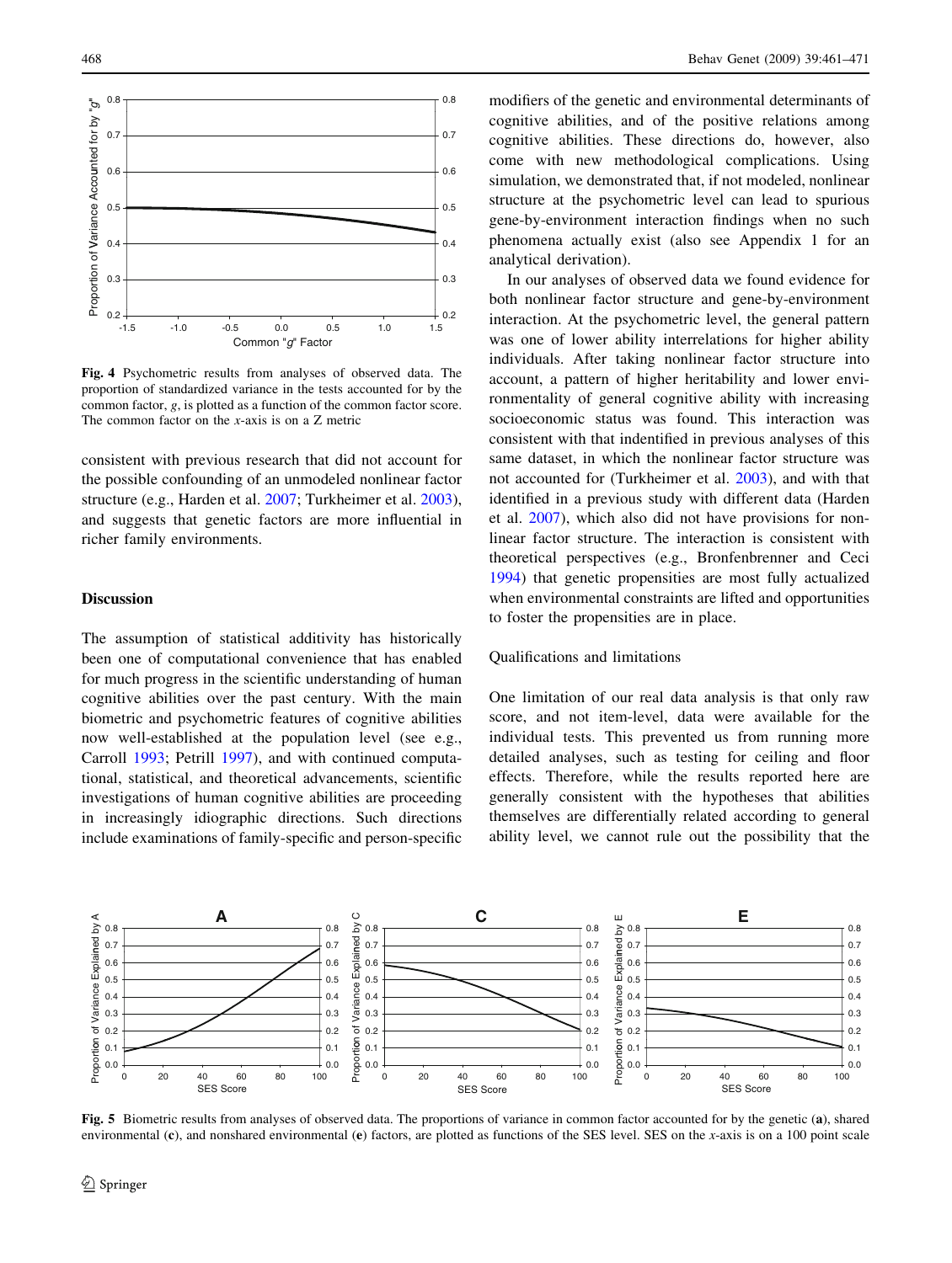Fig. 4 Psychometric results from analyses of observed data. The proportion of standardized variance in the tests accounted for by the common factor, *g*, is plotted as a function of the common factor score. The common factor on the *x*-axis is on a Z metric

consistent with previous research that did not account for the possible confounding of an unmodeled nonlinear factor structure (e.g., Harden et al. 2007; Turkheimer et al. 2003), and suggests that genetic factors are more influential in richer family environments.

## Discussion

The assumption of statistical additivity has historically been one of computational convenience that has enabled for much progress in the scientific understanding of human cognitive abilities over the past century. With the main biometric and psychometric features of cognitive abilities now well-established at the population level (see e.g., Carroll 1993; Petrill 1997), and with continued computational, statistical, and theoretical advancements, scientific investigations of human cognitive abilities are proceeding in increasingly idiographic directions. Such directions include examinations of family-specific and person-specific modifiers of the genetic and environmental determinants of cognitive abilities, and of the positive relations among cognitive abilities. These directions do, however, also come with new methodological complications. Using simulation, we demonstrated that, if not modeled, nonlinear structure at the psychometric level can lead to spurious gene-by-environment interaction findings when no such phenomena actually exist (also see Appendix 1 for an analytical derivation).

In our analyses of observed data we found evidence for both nonlinear factor structure and gene-by-environment interaction. At the psychometric level, the general pattern was one of lower ability interrelations for higher ability individuals. After taking nonlinear factor structure into account, a pattern of higher heritability and lower environmentality of general cognitive ability with increasing socioeconomic status was found. This interaction was consistent with that indentified in previous analyses of this same dataset, in which the nonlinear factor structure was not accounted for (Turkheimer et al. 2003), and with that identified in a previous study with different data (Harden et al. 2007), which also did not have provisions for nonlinear factor structure. The interaction is consistent with theoretical perspectives (e.g., Bronfenbrenner and Ceci 1994) that genetic propensities are most fully actualized when environmental constraints are lifted and opportunities to foster the propensities are in place.

### Qualifications and limitations

One limitation of our real data analysis is that only raw score, and not item-level, data were available for the individual tests. This prevented us from running more detailed analyses, such as testing for ceiling and floor effects. Therefore, while the results reported here are generally consistent with the hypotheses that abilities themselves are differentially related according to general ability level, we cannot rule out the possibility that the

Fig. 5 Biometric results from analyses of observed data. The proportions of variance in common factor accounted for by the genetic (**a**), shared environmental (**c**), and nonshared environmental (**e**) factors, are plotted as functions of the SES level. SES on the *x*-axis is on a 100 point scale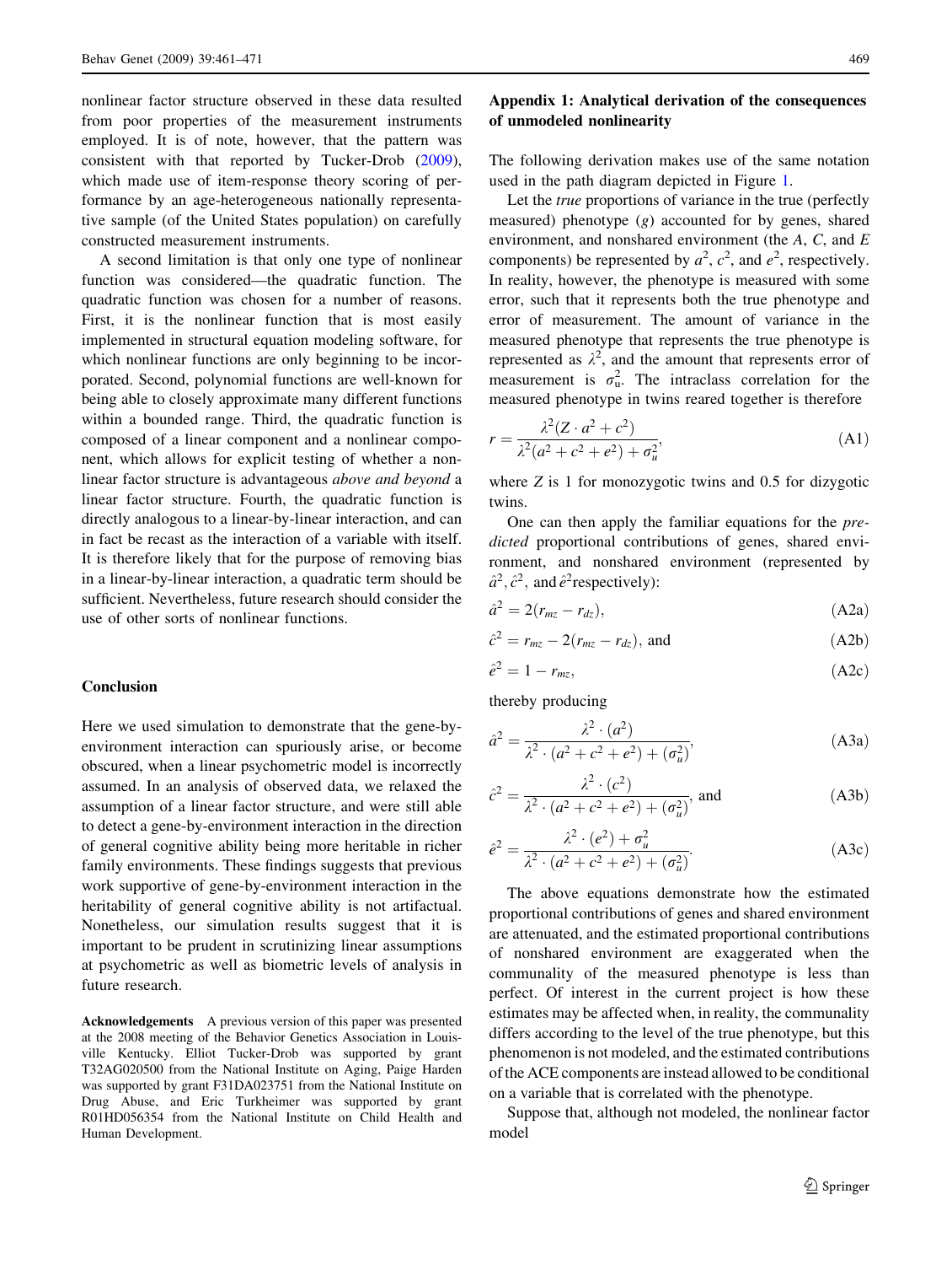nonlinear factor structure observed in these data resulted from poor properties of the measurement instruments employed. It is of note, however, that the pattern was consistent with that reported by Tucker-Drob (2009), which made use of item-response theory scoring of performance by an age-heterogeneous nationally representative sample (of the United States population) on carefully constructed measurement instruments.

A second limitation is that only one type of nonlinear function was considered—the quadratic function. The quadratic function was chosen for a number of reasons. First, it is the nonlinear function that is most easily implemented in structural equation modeling software, for which nonlinear functions are only beginning to be incorporated. Second, polynomial functions are well-known for being able to closely approximate many different functions within a bounded range. Third, the quadratic function is composed of a linear component and a nonlinear component, which allows for explicit testing of whether a nonlinear factor structure is advantageous *above and beyond* a linear factor structure. Fourth, the quadratic function is directly analogous to a linear-by-linear interaction, and can in fact be recast as the interaction of a variable with itself. It is therefore likely that for the purpose of removing bias in a linear-by-linear interaction, a quadratic term should be sufficient. Nevertheless, future research should consider the use of other sorts of nonlinear functions.

## Conclusion

Here we used simulation to demonstrate that the gene-by-environment interaction can spuriously arise, or become obscured, when a linear psychometric model is incorrectly assumed. In an analysis of observed data, we relaxed the assumption of a linear factor structure, and were still able to detect a gene-by-environment interaction in the direction of general cognitive ability being more heritable in richer family environments. These findings suggests that previous work supportive of gene-by-environment interaction in the heritability of general cognitive ability is not artifactual. Nonetheless, our simulation results suggest that it is important to be prudent in scrutinizing linear assumptions at psychometric as well as biometric levels of analysis in future research.

**Acknowledgements** A previous version of this paper was presented at the 2008 meeting of the Behavior Genetics Association in Louisville Kentucky. Elliot Tucker-Drob was supported by grant T32AG020500 from the National Institute on Aging, Paige Harden was supported by grant F31DA023751 from the National Institute on Drug Abuse, and Eric Turkheimer was supported by grant R01HD056354 from the National Institute on Child Health and Human Development.

## Appendix 1: Analytical derivation of the consequences of unmodeled nonlinearity

The following derivation makes use of the same notation used in the path diagram depicted in Figure 1.

Let the *true* proportions of variance in the true (perfectly measured) phenotype ($g$) accounted for by genes, shared environment, and nonshared environment (the $A$, $C$, and $E$ components) be represented by $a^2$, $c^2$, and $e^2$, respectively. In reality, however, the phenotype is measured with some error, such that it represents both the true phenotype and error of measurement. The amount of variance in the measured phenotype that represents the true phenotype is represented as $\lambda^2$, and the amount that represents error of measurement is $\sigma_u^2$. The intraclass correlation for the measured phenotype in twins reared together is therefore

$$r = \frac{\lambda^2(Z \cdot a^2 + c^2)}{\lambda^2(a^2 + c^2 + e^2) + \sigma_u^2}, \tag{A1}$$

where $Z$ is 1 for monozygotic twins and 0.5 for dizygotic twins.

One can then apply the familiar equations for the *predicted* proportional contributions of genes, shared environment, and nonshared environment (represented by $\hat{a}^2, \hat{c}^2$, and $\hat{e}^2$respectively):

$$\hat{a}^2 = 2(r_{mz} - r_{dz}), \tag{A2a}$$

$$\hat{c}^2 = r_{mz} - 2(r_{mz} - r_{dz}), \text{ and} \tag{A2b}$$

$$\hat{e}^2 = 1 - r_{mz}, \tag{A2c}$$

thereby producing

$$\hat{a}^2 = \frac{\lambda^2 \cdot (a^2)}{\lambda^2 \cdot (a^2 + c^2 + e^2) + (\sigma_u^2)}, \tag{A3a}$$

$$\hat{c}^2 = \frac{\lambda^2 \cdot (c^2)}{\lambda^2 \cdot (a^2 + c^2 + e^2) + (\sigma_u^2)}, \text{ and} \tag{A3b}$$

$$\hat{e}^2 = \frac{\lambda^2 \cdot (e^2) + \sigma_u^2}{\lambda^2 \cdot (a^2 + c^2 + e^2) + (\sigma_u^2)}. \tag{A3c}$$

The above equations demonstrate how the estimated proportional contributions of genes and shared environment are attenuated, and the estimated proportional contributions of nonshared environment are exaggerated when the communality of the measured phenotype is less than perfect. Of interest in the current project is how these estimates may be affected when, in reality, the communality differs according to the level of the true phenotype, but this phenomenon is not modeled, and the estimated contributions of the ACE components are instead allowed to be conditional on a variable that is correlated with the phenotype.

Suppose that, although not modeled, the nonlinear factor model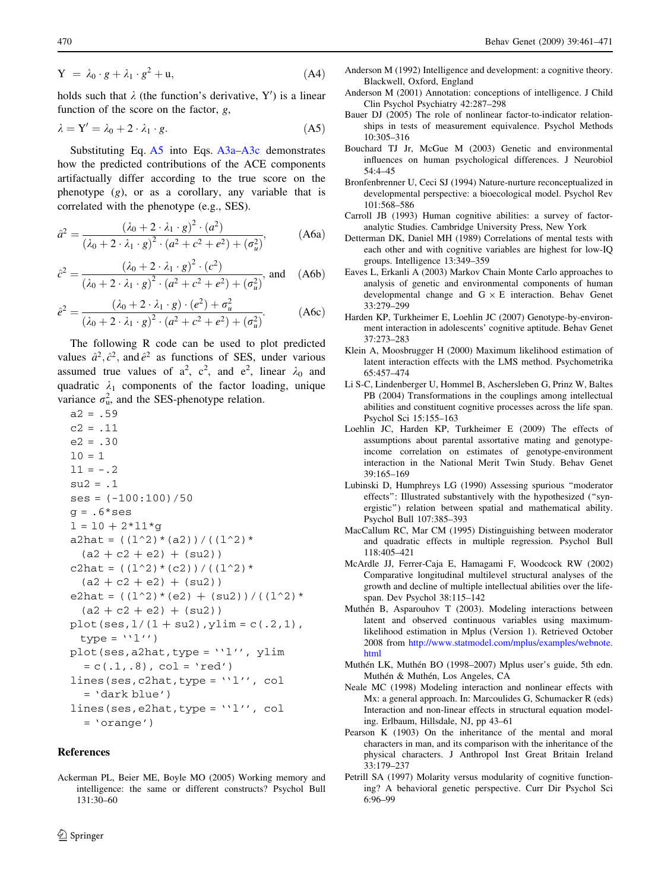$$\mathrm{Y} = \lambda_0 \cdot g + \lambda_1 \cdot g^2 + \mathrm{u}, \tag{A4}$$

holds such that $\lambda$ (the function's derivative, Y′) is a linear function of the score on the factor, $g$,

$$\lambda = \mathrm{Y}' = \lambda_0 + 2 \cdot \lambda_1 \cdot g. \tag{A5}$$

Substituting Eq. A5 into Eqs. A3a–A3c demonstrates how the predicted contributions of the ACE components artifactually differ according to the true score on the phenotype ($g$), or as a corollary, any variable that is correlated with the phenotype (e.g., SES).

$$\hat{a}^2 = \frac{(\lambda_0 + 2 \cdot \lambda_1 \cdot g)^2 \cdot (a^2)}{(\lambda_0 + 2 \cdot \lambda_1 \cdot g)^2 \cdot (a^2 + c^2 + e^2) + (\sigma_u^2)}, \tag{A6a}$$

$$\hat{c}^2 = \frac{(\lambda_0 + 2 \cdot \lambda_1 \cdot g)^2 \cdot (c^2)}{(\lambda_0 + 2 \cdot \lambda_1 \cdot g)^2 \cdot (a^2 + c^2 + e^2) + (\sigma_u^2)}, \text{ and} \tag{A6b}$$

$$\hat{e}^2 = \frac{(\lambda_0 + 2 \cdot \lambda_1 \cdot g) \cdot (e^2) + \sigma_u^2}{(\lambda_0 + 2 \cdot \lambda_1 \cdot g)^2 \cdot (a^2 + c^2 + e^2) + (\sigma_u^2)}. \tag{A6c}$$

The following R code can be used to plot predicted values $\hat{a}^2, \hat{c}^2$, and $\hat{e}^2$ as functions of SES, under various assumed true values of $a^2$, $c^2$, and $e^2$, linear $\lambda_0$ and quadratic $\lambda_1$ components of the factor loading, unique variance $\sigma_u^2$, and the SES-phenotype relation.

```
a2 = .59
c2 = .11
e2 = .30
l0 = 1
l1 = -.2
su2 = .1
ses = (-100:100)/50
g = .6*ses
l = l0 + 2*l1*g
a2hat = ((l^2)*(a2))/((l^2)*
  (a2 + c2 + e2) + (su2))
c2hat = ((l^2)*(c2))/((l^2)*
  (a2 + c2 + e2) + (su2))
e2hat = ((l^2)*(e2) + (su2))/((l^2)*
  (a2 + c2 + e2) + (su2))
plot(ses,l/(l + su2),ylim = c(.2,1),
  type = ''l'')
plot(ses,a2hat,type = ''l'', ylim
  = c(.1,.8), col = 'red')
lines(ses,c2hat,type = ''l'', col
  = 'dark blue')
lines(ses,e2hat,type = ''l'', col
  = 'orange')
```

## References

Ackerman PL, Beier ME, Boyle MO (2005) Working memory and intelligence: the same or different constructs? Psychol Bull 131:30–60

Anderson M (1992) Intelligence and development: a cognitive theory. Blackwell, Oxford, England

Anderson M (2001) Annotation: conceptions of intelligence. J Child Clin Psychol Psychiatry 42:287–298

Bauer DJ (2005) The role of nonlinear factor-to-indicator relationships in tests of measurement equivalence. Psychol Methods 10:305–316

Bouchard TJ Jr, McGue M (2003) Genetic and environmental influences on human psychological differences. J Neurobiol 54:4–45

Bronfenbrenner U, Ceci SJ (1994) Nature-nurture reconceptualized in developmental perspective: a bioecological model. Psychol Rev 101:568–586

Carroll JB (1993) Human cognitive abilities: a survey of factor-analytic Studies. Cambridge University Press, New York

Detterman DK, Daniel MH (1989) Correlations of mental tests with each other and with cognitive variables are highest for low-IQ groups. Intelligence 13:349–359

Eaves L, Erkanli A (2003) Markov Chain Monte Carlo approaches to analysis of genetic and environmental components of human developmental change and G × E interaction. Behav Genet 33:279–299

Harden KP, Turkheimer E, Loehlin JC (2007) Genotype-by-environment interaction in adolescents' cognitive aptitude. Behav Genet 37:273–283

Klein A, Moosbrugger H (2000) Maximum likelihood estimation of latent interaction effects with the LMS method. Psychometrika 65:457–474

Li S-C, Lindenberger U, Hommel B, Aschersleben G, Prinz W, Baltes PB (2004) Transformations in the couplings among intellectual abilities and constituent cognitive processes across the life span. Psychol Sci 15:155–163

Loehlin JC, Harden KP, Turkheimer E (2009) The effects of assumptions about parental assortative mating and genotype-income correlation on estimates of genotype-environment interaction in the National Merit Twin Study. Behav Genet 39:165–169

Lubinski D, Humphreys LG (1990) Assessing spurious "moderator effects": Illustrated substantively with the hypothesized ("synergistic") relation between spatial and mathematical ability. Psychol Bull 107:385–393

MacCallum RC, Mar CM (1995) Distinguishing between moderator and quadratic effects in multiple regression. Psychol Bull 118:405–421

McArdle JJ, Ferrer-Caja E, Hamagami F, Woodcock RW (2002) Comparative longitudinal multilevel structural analyses of the growth and decline of multiple intellectual abilities over the life-span. Dev Psychol 38:115–142

Muthén B, Asparouhov T (2003). Modeling interactions between latent and observed continuous variables using maximum-likelihood estimation in Mplus (Version 1). Retrieved October 2008 from http://www.statmodel.com/mplus/examples/webnote.html

Muthén LK, Muthén BO (1998–2007) Mplus user's guide, 5th edn. Muthén & Muthén, Los Angeles, CA

Neale MC (1998) Modeling interaction and nonlinear effects with Mx: a general approach. In: Marcoulides G, Schumacker R (eds) Interaction and non-linear effects in structural equation modeling. Erlbaum, Hillsdale, NJ, pp 43–61

Pearson K (1903) On the inheritance of the mental and moral characters in man, and its comparison with the inheritance of the physical characters. J Anthropol Inst Great Britain Ireland 33:179–237

Petrill SA (1997) Molarity versus modularity of cognitive functioning? A behavioral genetic perspective. Curr Dir Psychol Sci 6:96–99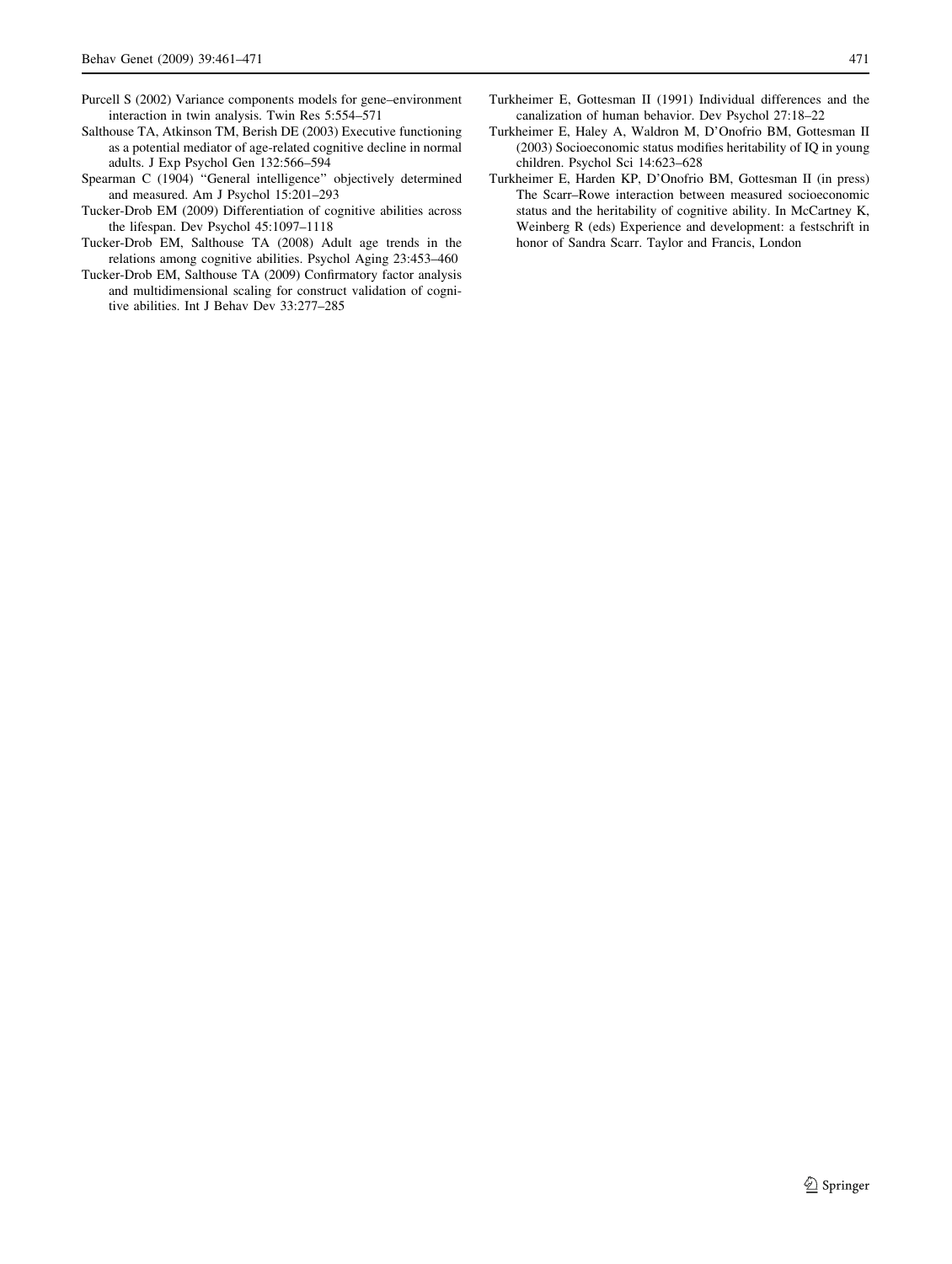Purcell S (2002) Variance components models for gene–environment interaction in twin analysis. Twin Res 5:554–571

Salthouse TA, Atkinson TM, Berish DE (2003) Executive functioning as a potential mediator of age-related cognitive decline in normal adults. J Exp Psychol Gen 132:566–594

Spearman C (1904) "General intelligence" objectively determined and measured. Am J Psychol 15:201–293

Tucker-Drob EM (2009) Differentiation of cognitive abilities across the lifespan. Dev Psychol 45:1097–1118

Tucker-Drob EM, Salthouse TA (2008) Adult age trends in the relations among cognitive abilities. Psychol Aging 23:453–460

Tucker-Drob EM, Salthouse TA (2009) Confirmatory factor analysis and multidimensional scaling for construct validation of cognitive abilities. Int J Behav Dev 33:277–285

Turkheimer E, Gottesman II (1991) Individual differences and the canalization of human behavior. Dev Psychol 27:18–22

Turkheimer E, Haley A, Waldron M, D'Onofrio BM, Gottesman II (2003) Socioeconomic status modifies heritability of IQ in young children. Psychol Sci 14:623–628

Turkheimer E, Harden KP, D'Onofrio BM, Gottesman II (in press) The Scarr–Rowe interaction between measured socioeconomic status and the heritability of cognitive ability. In McCartney K, Weinberg R (eds) Experience and development: a festschrift in honor of Sandra Scarr. Taylor and Francis, London